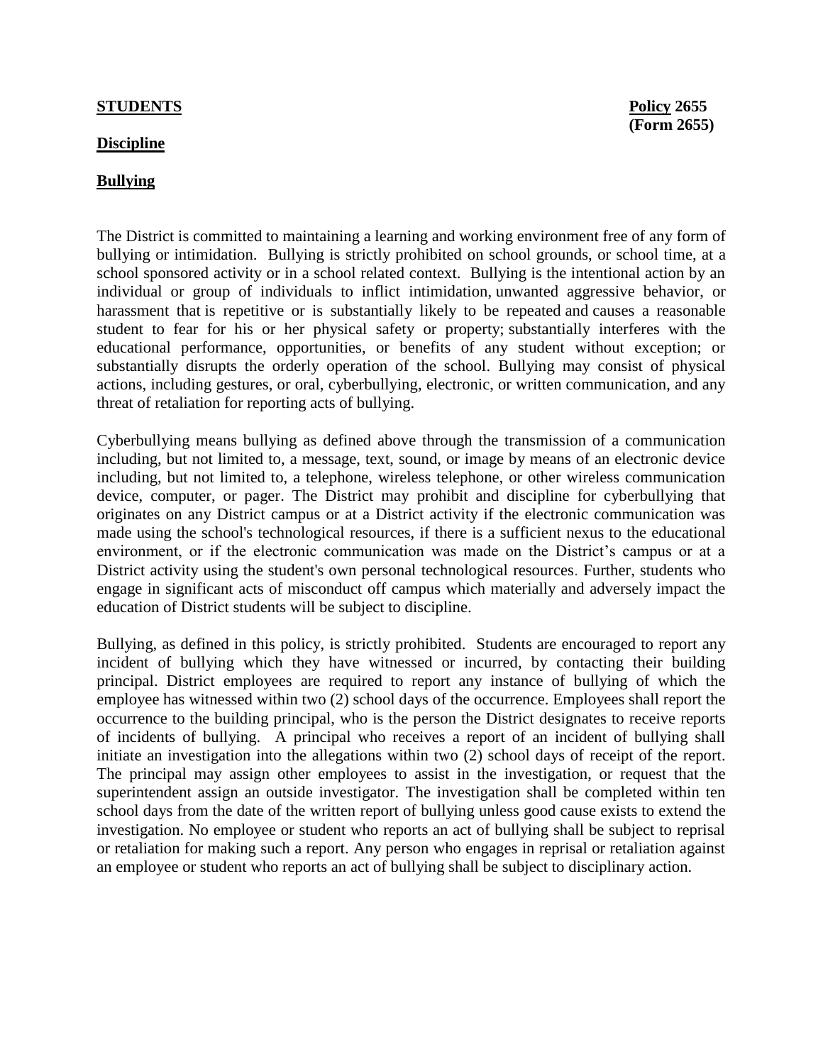**STUDENTS** **Policy 2655**
**(Form 2655)**

**Discipline**

**Bullying**

The District is committed to maintaining a learning and working environment free of any form of bullying or intimidation. Bullying is strictly prohibited on school grounds, or school time, at a school sponsored activity or in a school related context. Bullying is the intentional action by an individual or group of individuals to inflict intimidation, unwanted aggressive behavior, or harassment that is repetitive or is substantially likely to be repeated and causes a reasonable student to fear for his or her physical safety or property; substantially interferes with the educational performance, opportunities, or benefits of any student without exception; or substantially disrupts the orderly operation of the school. Bullying may consist of physical actions, including gestures, or oral, cyberbullying, electronic, or written communication, and any threat of retaliation for reporting acts of bullying.

Cyberbullying means bullying as defined above through the transmission of a communication including, but not limited to, a message, text, sound, or image by means of an electronic device including, but not limited to, a telephone, wireless telephone, or other wireless communication device, computer, or pager. The District may prohibit and discipline for cyberbullying that originates on any District campus or at a District activity if the electronic communication was made using the school's technological resources, if there is a sufficient nexus to the educational environment, or if the electronic communication was made on the District's campus or at a District activity using the student's own personal technological resources. Further, students who engage in significant acts of misconduct off campus which materially and adversely impact the education of District students will be subject to discipline.

Bullying, as defined in this policy, is strictly prohibited. Students are encouraged to report any incident of bullying which they have witnessed or incurred, by contacting their building principal. District employees are required to report any instance of bullying of which the employee has witnessed within two (2) school days of the occurrence. Employees shall report the occurrence to the building principal, who is the person the District designates to receive reports of incidents of bullying. A principal who receives a report of an incident of bullying shall initiate an investigation into the allegations within two (2) school days of receipt of the report. The principal may assign other employees to assist in the investigation, or request that the superintendent assign an outside investigator. The investigation shall be completed within ten school days from the date of the written report of bullying unless good cause exists to extend the investigation. No employee or student who reports an act of bullying shall be subject to reprisal or retaliation for making such a report. Any person who engages in reprisal or retaliation against an employee or student who reports an act of bullying shall be subject to disciplinary action.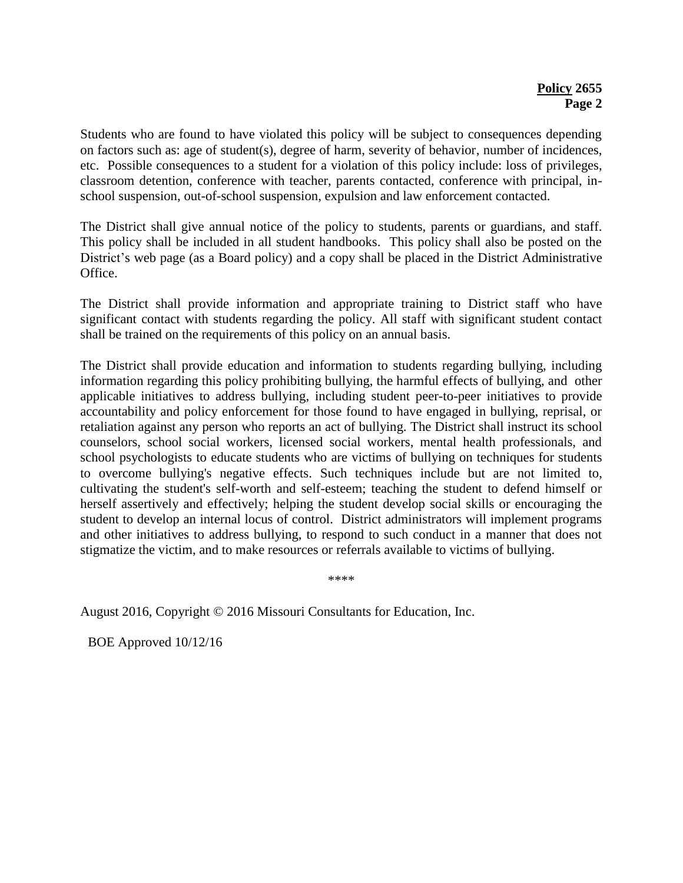Students who are found to have violated this policy will be subject to consequences depending on factors such as: age of student(s), degree of harm, severity of behavior, number of incidences, etc. Possible consequences to a student for a violation of this policy include: loss of privileges, classroom detention, conference with teacher, parents contacted, conference with principal, in-school suspension, out-of-school suspension, expulsion and law enforcement contacted.

The District shall give annual notice of the policy to students, parents or guardians, and staff. This policy shall be included in all student handbooks. This policy shall also be posted on the District's web page (as a Board policy) and a copy shall be placed in the District Administrative Office.

The District shall provide information and appropriate training to District staff who have significant contact with students regarding the policy. All staff with significant student contact shall be trained on the requirements of this policy on an annual basis.

The District shall provide education and information to students regarding bullying, including information regarding this policy prohibiting bullying, the harmful effects of bullying, and other applicable initiatives to address bullying, including student peer-to-peer initiatives to provide accountability and policy enforcement for those found to have engaged in bullying, reprisal, or retaliation against any person who reports an act of bullying. The District shall instruct its school counselors, school social workers, licensed social workers, mental health professionals, and school psychologists to educate students who are victims of bullying on techniques for students to overcome bullying's negative effects. Such techniques include but are not limited to, cultivating the student's self-worth and self-esteem; teaching the student to defend himself or herself assertively and effectively; helping the student develop social skills or encouraging the student to develop an internal locus of control. District administrators will implement programs and other initiatives to address bullying, to respond to such conduct in a manner that does not stigmatize the victim, and to make resources or referrals available to victims of bullying.

****

August 2016, Copyright © 2016 Missouri Consultants for Education, Inc.

BOE Approved 10/12/16